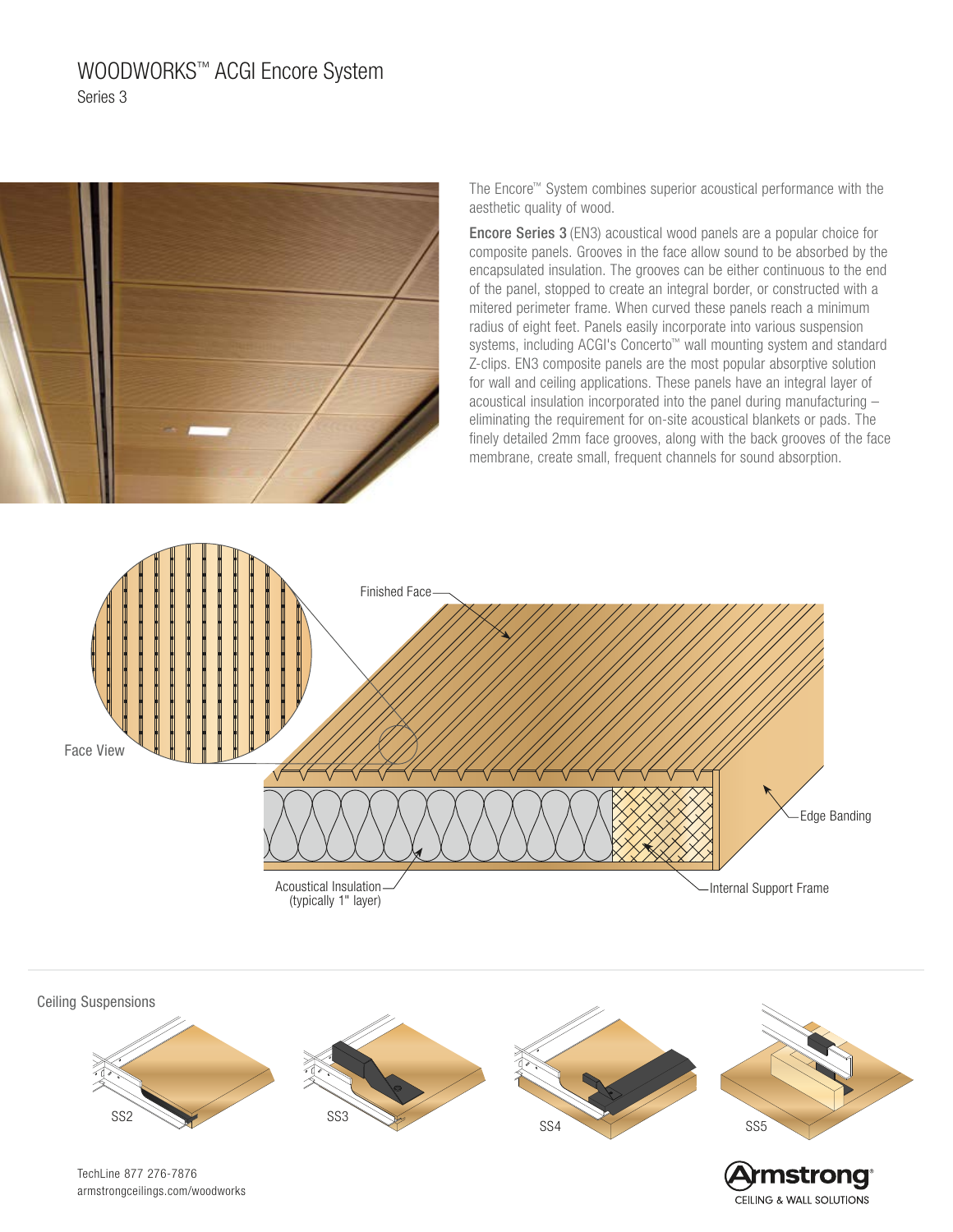# WOODWORKS™ ACGI Encore System

Series 3

The Encore™ System combines superior acoustical performance with the aesthetic quality of wood.

**Encore Series 3** (EN3) acoustical wood panels are a popular choice for composite panels. Grooves in the face allow sound to be absorbed by the encapsulated insulation. The grooves can be either continuous to the end of the panel, stopped to create an integral border, or constructed with a mitered perimeter frame. When curved these panels reach a minimum radius of eight feet. Panels easily incorporate into various suspension systems, including ACGI's Concerto™ wall mounting system and standard Z-clips. EN3 composite panels are the most popular absorptive solution for wall and ceiling applications. These panels have an integral layer of acoustical insulation incorporated into the panel during manufacturing – eliminating the requirement for on-site acoustical blankets or pads. The finely detailed 2mm face grooves, along with the back grooves of the face membrane, create small, frequent channels for sound absorption.

Face View

Finished Face

Edge Banding

Acoustical Insulation (typically 1" layer)

Internal Support Frame

## Ceiling Suspensions

SS2

SS3

SS4

SS5

TechLine 877 276-7876
armstrongceilings.com/woodworks

Armstrong® CEILING & WALL SOLUTIONS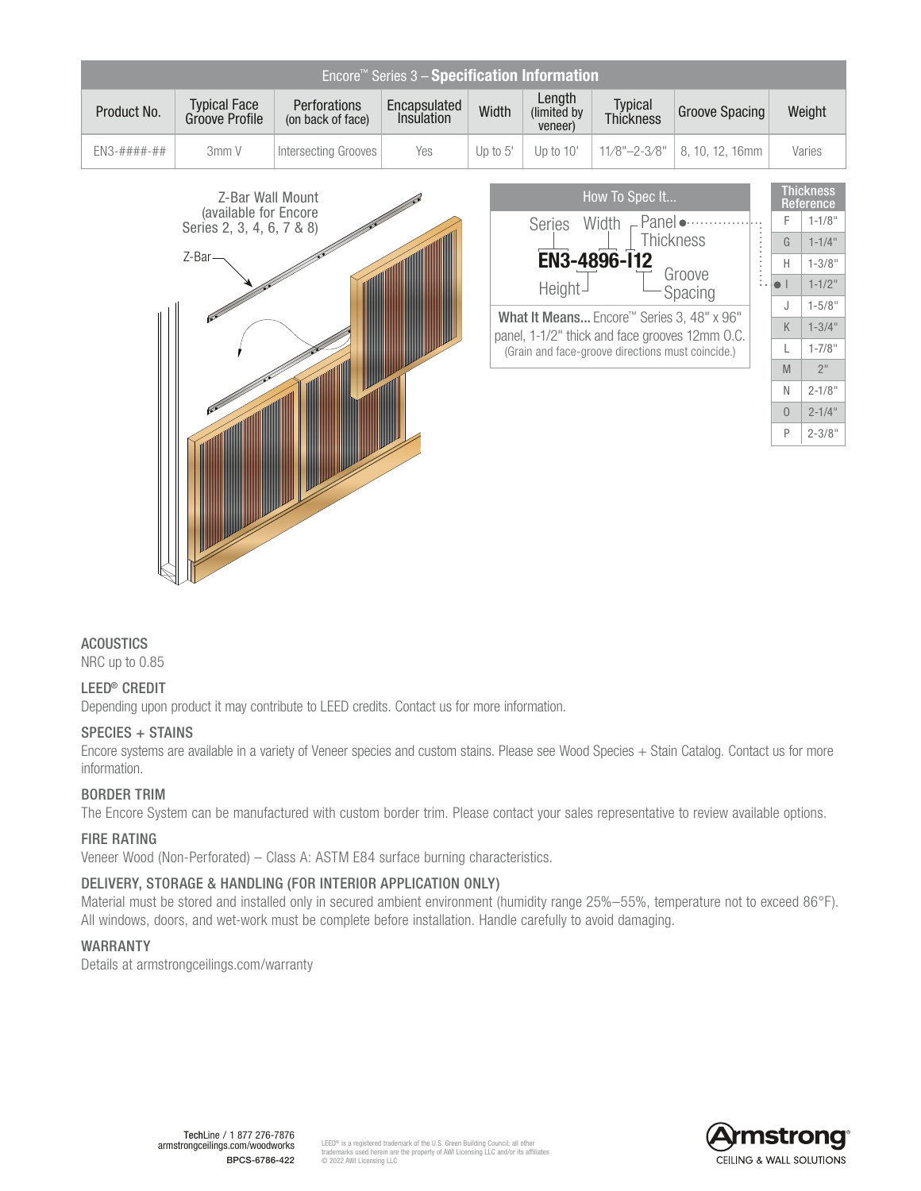## Encore™ Series 3 – Specification Information

| Product No. | Typical Face Groove Profile | Perforations (on back of face) | Encapsulated Insulation | Width | Length (limited by veneer) | Typical Thickness | Groove Spacing | Weight |
|---|---|---|---|---|---|---|---|---|
| EN3-####-## | 3mm V | Intersecting Grooves | Yes | Up to 5' | Up to 10' | 11⁄8"–2-3⁄8" | 8, 10, 12, 16mm | Varies |

Z-Bar Wall Mount (available for Encore Series 2, 3, 4, 6, 7 & 8)

Z-Bar

### How To Spec It...

Series Width Panel Thickness

**EN3-4896-I12**

Height Groove Spacing

**What It Means...** Encore™ Series 3, 48" x 96" panel, 1-1/2" thick and face grooves 12mm O.C. (Grain and face-groove directions must coincide.)

| Thickness Reference | |
|---|---|
| F | 1-1/8" |
| G | 1-1/4" |
| H | 1-3/8" |
| I | 1-1/2" |
| J | 1-5/8" |
| K | 1-3/4" |
| L | 1-7/8" |
| M | 2" |
| N | 2-1/8" |
| O | 2-1/4" |
| P | 2-3/8" |

### ACOUSTICS
NRC up to 0.85

### LEED® CREDIT
Depending upon product it may contribute to LEED credits. Contact us for more information.

### SPECIES + STAINS
Encore systems are available in a variety of Veneer species and custom stains. Please see Wood Species + Stain Catalog. Contact us for more information.

### BORDER TRIM
The Encore System can be manufactured with custom border trim. Please contact your sales representative to review available options.

### FIRE RATING
Veneer Wood (Non-Perforated) – Class A: ASTM E84 surface burning characteristics.

### DELIVERY, STORAGE & HANDLING (FOR INTERIOR APPLICATION ONLY)
Material must be stored and installed only in secured ambient environment (humidity range 25%–55%, temperature not to exceed 86°F). All windows, doors, and wet-work must be complete before installation. Handle carefully to avoid damaging.

### WARRANTY
Details at armstrongceilings.com/warranty

TechLine / 1 877 276-7876
armstrongceilings.com/woodworks
BPCS-6786-422

LEED® is a registered trademark of the U.S. Green Building Council; all other trademarks used herein are the property of AWI Licensing LLC and/or its affiliates
© 2022 AWI Licensing LLC

Armstrong® CEILING & WALL SOLUTIONS